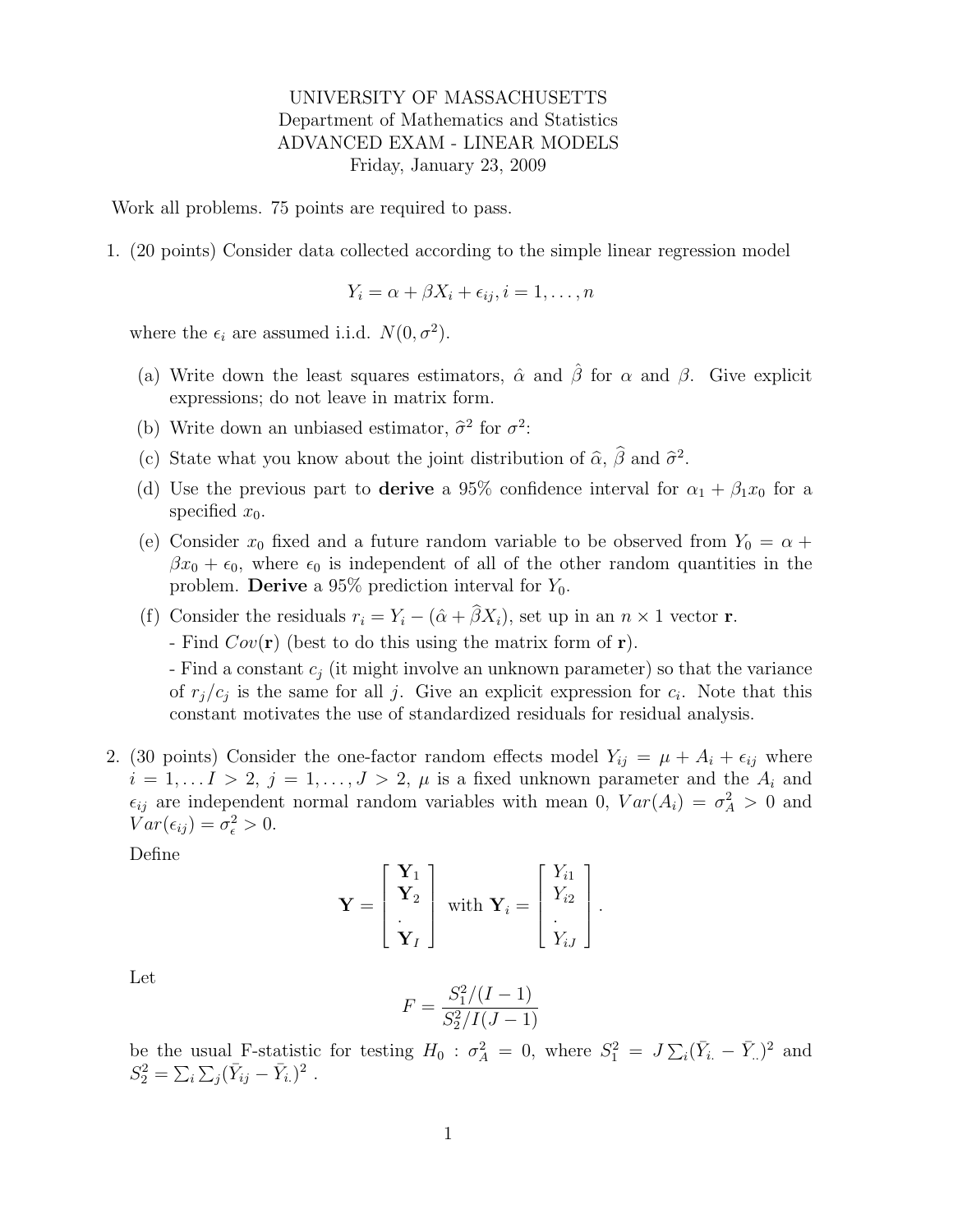UNIVERSITY OF MASSACHUSETTS
Department of Mathematics and Statistics
ADVANCED EXAM - LINEAR MODELS
Friday, January 23, 2009

Work all problems. 75 points are required to pass.

1. (20 points) Consider data collected according to the simple linear regression model

$$Y_i = \alpha + \beta X_i + \epsilon_{ij}, i = 1, \ldots, n$$

where the $\epsilon_i$ are assumed i.i.d. $N(0, \sigma^2)$.

   (a) Write down the least squares estimators, $\hat{\alpha}$ and $\hat{\beta}$ for $\alpha$ and $\beta$. Give explicit expressions; do not leave in matrix form.

   (b) Write down an unbiased estimator, $\widehat{\sigma}^2$ for $\sigma^2$:

   (c) State what you know about the joint distribution of $\widehat{\alpha}$, $\widehat{\beta}$ and $\widehat{\sigma}^2$.

   (d) Use the previous part to **derive** a 95% confidence interval for $\alpha_1 + \beta_1 x_0$ for a specified $x_0$.

   (e) Consider $x_0$ fixed and a future random variable to be observed from $Y_0 = \alpha + \beta x_0 + \epsilon_0$, where $\epsilon_0$ is independent of all of the other random quantities in the problem. **Derive** a 95% prediction interval for $Y_0$.

   (f) Consider the residuals $r_i = Y_i - (\hat{\alpha} + \widehat{\beta} X_i)$, set up in an $n \times 1$ vector $\mathbf{r}$.
   - Find $Cov(\mathbf{r})$ (best to do this using the matrix form of $\mathbf{r}$).
   - Find a constant $c_j$ (it might involve an unknown parameter) so that the variance of $r_j/c_j$ is the same for all $j$. Give an explicit expression for $c_i$. Note that this constant motivates the use of standardized residuals for residual analysis.

2. (30 points) Consider the one-factor random effects model $Y_{ij} = \mu + A_i + \epsilon_{ij}$ where $i = 1, \ldots I > 2$, $j = 1, \ldots, J > 2$, $\mu$ is a fixed unknown parameter and the $A_i$ and $\epsilon_{ij}$ are independent normal random variables with mean 0, $Var(A_i) = \sigma_A^2 > 0$ and $Var(\epsilon_{ij}) = \sigma_\epsilon^2 > 0$.

Define

$$\mathbf{Y} = \begin{bmatrix} \mathbf{Y}_1 \\ \mathbf{Y}_2 \\ . \\ \mathbf{Y}_I \end{bmatrix} \text{ with } \mathbf{Y}_i = \begin{bmatrix} Y_{i1} \\ Y_{i2} \\ . \\ Y_{iJ} \end{bmatrix}.$$

Let

$$F = \frac{S_1^2/(I-1)}{S_2^2/I(J-1)}$$

be the usual F-statistic for testing $H_0 : \sigma_A^2 = 0$, where $S_1^2 = J \sum_i (\bar{Y}_{i.} - \bar{Y}_{..})^2$ and $S_2^2 = \sum_i \sum_j (\bar{Y}_{ij} - \bar{Y}_{i.})^2$ .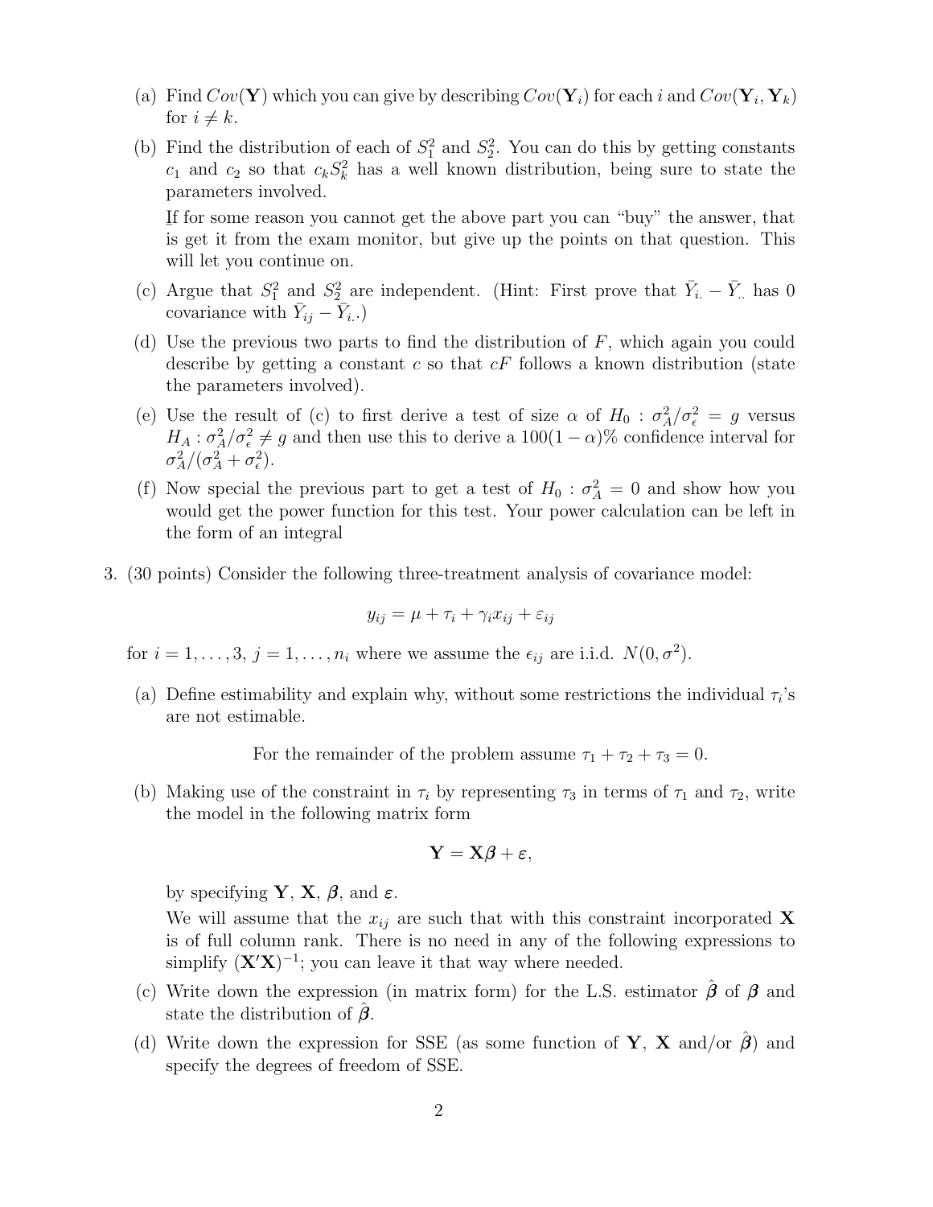(a) Find $Cov(\mathbf{Y})$ which you can give by describing $Cov(\mathbf{Y}_i)$ for each $i$ and $Cov(\mathbf{Y}_i, \mathbf{Y}_k)$ for $i \neq k$.

(b) Find the distribution of each of $S_1^2$ and $S_2^2$. You can do this by getting constants $c_1$ and $c_2$ so that $c_k S_k^2$ has a well known distribution, being sure to state the parameters involved.

<u>If</u> for some reason you cannot get the above part you can "buy" the answer, that is get it from the exam monitor, but give up the points on that question. This will let you continue on.

(c) Argue that $S_1^2$ and $S_2^2$ are independent. (Hint: First prove that $\bar{Y}_{i.} - \bar{Y}_{..}$ has 0 covariance with $\bar{Y}_{ij} - \bar{Y}_{i.}$.)

(d) Use the previous two parts to find the distribution of $F$, which again you could describe by getting a constant $c$ so that $cF$ follows a known distribution (state the parameters involved).

(e) Use the result of (c) to first derive a test of size $\alpha$ of $H_0 : \sigma_A^2/\sigma_\epsilon^2 = g$ versus $H_A : \sigma_A^2/\sigma_\epsilon^2 \neq g$ and then use this to derive a $100(1-\alpha)\%$ confidence interval for $\sigma_A^2/(\sigma_A^2 + \sigma_\epsilon^2)$.

(f) Now special the previous part to get a test of $H_0 : \sigma_A^2 = 0$ and show how you would get the power function for this test. Your power calculation can be left in the form of an integral

3. (30 points) Consider the following three-treatment analysis of covariance model:

$$y_{ij} = \mu + \tau_i + \gamma_i x_{ij} + \varepsilon_{ij}$$

for $i = 1, \ldots, 3$, $j = 1, \ldots, n_i$ where we assume the $\epsilon_{ij}$ are i.i.d. $N(0, \sigma^2)$.

(a) Define estimability and explain why, without some restrictions the individual $\tau_i$'s are not estimable.

For the remainder of the problem assume $\tau_1 + \tau_2 + \tau_3 = 0$.

(b) Making use of the constraint in $\tau_i$ by representing $\tau_3$ in terms of $\tau_1$ and $\tau_2$, write the model in the following matrix form

$$\mathbf{Y} = \mathbf{X}\boldsymbol{\beta} + \boldsymbol{\varepsilon},$$

by specifying $\mathbf{Y}$, $\mathbf{X}$, $\boldsymbol{\beta}$, and $\boldsymbol{\varepsilon}$.

We will assume that the $x_{ij}$ are such that with this constraint incorporated $\mathbf{X}$ is of full column rank. There is no need in any of the following expressions to simplify $(\mathbf{X}'\mathbf{X})^{-1}$; you can leave it that way where needed.

(c) Write down the expression (in matrix form) for the L.S. estimator $\hat{\boldsymbol{\beta}}$ of $\boldsymbol{\beta}$ and state the distribution of $\hat{\boldsymbol{\beta}}$.

(d) Write down the expression for SSE (as some function of $\mathbf{Y}$, $\mathbf{X}$ and/or $\hat{\boldsymbol{\beta}}$) and specify the degrees of freedom of SSE.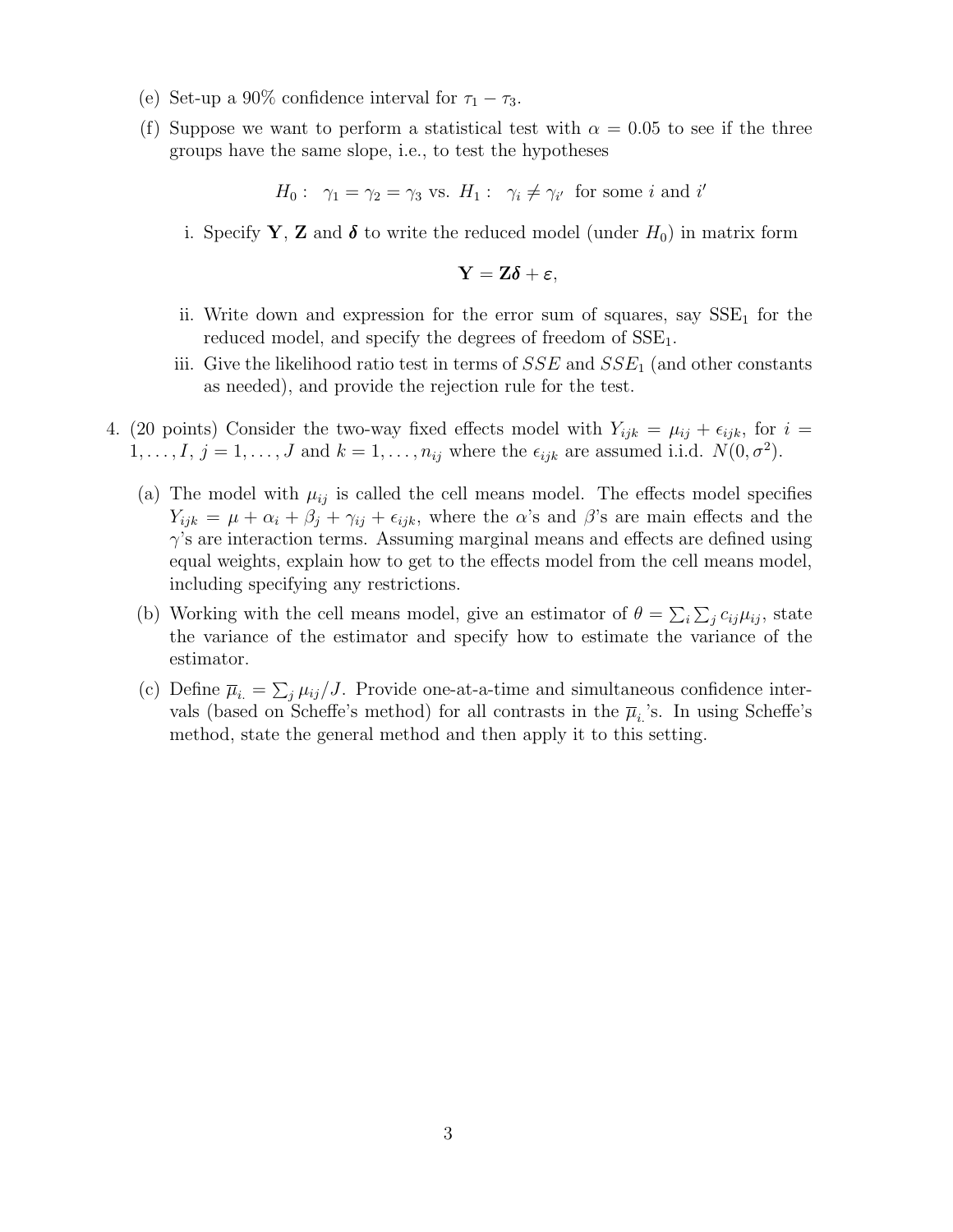(e) Set-up a 90% confidence interval for $\tau_1 - \tau_3$.

(f) Suppose we want to perform a statistical test with $\alpha = 0.05$ to see if the three groups have the same slope, i.e., to test the hypotheses

$$H_0: \ \gamma_1 = \gamma_2 = \gamma_3 \text{ vs. } H_1: \ \gamma_i \neq \gamma_{i'} \text{ for some } i \text{ and } i'$$

i. Specify $\mathbf{Y}$, $\mathbf{Z}$ and $\boldsymbol{\delta}$ to write the reduced model (under $H_0$) in matrix form

$$\mathbf{Y} = \mathbf{Z}\boldsymbol{\delta} + \boldsymbol{\varepsilon},$$

ii. Write down and expression for the error sum of squares, say $\text{SSE}_1$ for the reduced model, and specify the degrees of freedom of $\text{SSE}_1$.

iii. Give the likelihood ratio test in terms of $SSE$ and $SSE_1$ (and other constants as needed), and provide the rejection rule for the test.

4. (20 points) Consider the two-way fixed effects model with $Y_{ijk} = \mu_{ij} + \epsilon_{ijk}$, for $i = 1, \ldots, I$, $j = 1, \ldots, J$ and $k = 1, \ldots, n_{ij}$ where the $\epsilon_{ijk}$ are assumed i.i.d. $N(0, \sigma^2)$.

(a) The model with $\mu_{ij}$ is called the cell means model. The effects model specifies $Y_{ijk} = \mu + \alpha_i + \beta_j + \gamma_{ij} + \epsilon_{ijk}$, where the $\alpha$'s and $\beta$'s are main effects and the $\gamma$'s are interaction terms. Assuming marginal means and effects are defined using equal weights, explain how to get to the effects model from the cell means model, including specifying any restrictions.

(b) Working with the cell means model, give an estimator of $\theta = \sum_i \sum_j c_{ij}\mu_{ij}$, state the variance of the estimator and specify how to estimate the variance of the estimator.

(c) Define $\overline{\mu}_{i.} = \sum_j \mu_{ij}/J$. Provide one-at-a-time and simultaneous confidence intervals (based on Scheffe's method) for all contrasts in the $\overline{\mu}_{i.}$'s. In using Scheffe's method, state the general method and then apply it to this setting.